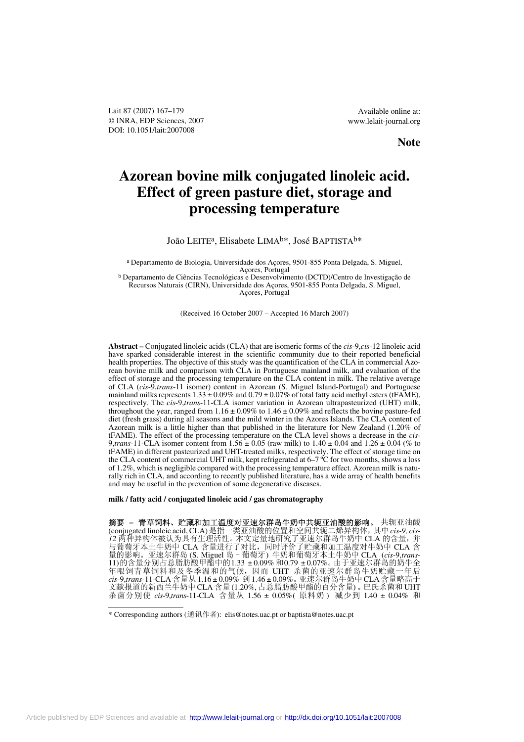**Note**

# Azorean bovine milk conjugated linoleic acid. Effect of green pasture diet, storage and processing temperature

João LEITE[a], Elisabete LIMA[b]*, José BAPTISTA[b]*

[a] Departamento de Biologia, Universidade dos Açores, 9501-855 Ponta Delgada, S. Miguel, Açores, Portugal

[b] Departamento de Ciências Tecnológicas e Desenvolvimento (DCTD)/Centro de Investigação de Recursos Naturais (CIRN), Universidade dos Açores, 9501-855 Ponta Delgada, S. Miguel, Açores, Portugal

(Received 16 October 2007 – Accepted 16 March 2007)

**Abstract –** Conjugated linoleic acids (CLA) that are isomeric forms of the *cis*-9,*cis*-12 linoleic acid have sparked considerable interest in the scientific community due to their reported beneficial health properties. The objective of this study was the quantification of the CLA in commercial Azorean bovine milk and comparison with CLA in Portuguese mainland milk, and evaluation of the effect of storage and the processing temperature on the CLA content in milk. The relative average of CLA (*cis*-9,*trans*-11 isomer) content in Azorean (S. Miguel Island-Portugal) and Portuguese mainland milks represents $1.33 \pm 0.09\%$ and $0.79 \pm 0.07\%$ of total fatty acid methyl esters (tFAME), respectively. The *cis*-9,*trans*-11-CLA isomer variation in Azorean ultrapasteurized (UHT) milk, throughout the year, ranged from $1.16 \pm 0.09\%$ to $1.46 \pm 0.09\%$ and reflects the bovine pasture-fed diet (fresh grass) during all seasons and the mild winter in the Azores Islands. The CLA content of Azorean milk is a little higher than that published in the literature for New Zealand (1.20% of tFAME). The effect of the processing temperature on the CLA level shows a decrease in the *cis*-9,*trans*-11-CLA isomer content from $1.56 \pm 0.05$ (raw milk) to $1.40 \pm 0.04$ and $1.26 \pm 0.04$ (% to tFAME) in different pasteurized and UHT-treated milks, respectively. The effect of storage time on the CLA content of commercial UHT milk, kept refrigerated at 6–7 ºC for two months, shows a loss of 1.2%, which is negligible compared with the processing temperature effect. Azorean milk is naturally rich in CLA, and according to recently published literature, has a wide array of health benefits and may be useful in the prevention of some degenerative diseases.

**milk / fatty acid / conjugated linoleic acid / gas chromatography**

**摘要 – 青草饲料、贮藏和加工温度对亚速尔群岛牛奶中共轭亚油酸的影响。** 共轭亚油酸 (conjugated linoleic acid, CLA) 是指一类亚油酸的位置和空间共轭二烯异构体，其中 *cis-9, cis-12* 两种异构体被认为具有生理活性。本文定量地研究了亚速尔群岛牛奶中 CLA 的含量，并与葡萄牙本土牛奶中 CLA 含量进行了对比，同时评价了贮藏和加工温度对牛奶中 CLA 含量的影响。亚速尔群岛 (S. Miguel 岛 – 葡萄牙) 牛奶和葡萄牙本土牛奶中 CLA (*cis*-9,*trans*-11) 的含量分别占总脂肪酸甲酯中的 $1.33 \pm 0.09\%$ 和 $0.79 \pm 0.07\%$。由于亚速尔群岛的奶牛全年喂饲青草饲料和及冬季温和的气候，因而 UHT 杀菌的亚速尔群岛牛奶贮藏一年后 *cis*-9,*trans*-11-CLA 含量从 $1.16 \pm 0.09\%$ 到 $1.46 \pm 0.09\%$。亚速尔群岛牛奶中 CLA 含量略高于文献报道的新西兰牛奶中 CLA 含量 (1.20%, 占总脂肪酸甲酯的百分含量)。巴氏杀菌和 UHT 杀菌分别使 *cis*-9,*trans*-11-CLA 含量从 $1.56 \pm 0.05\%$ ( 原料奶 ) 减少到 $1.40 \pm 0.04\%$ 和

\* Corresponding authors (通讯作者): elis@notes.uac.pt or baptista@notes.uac.pt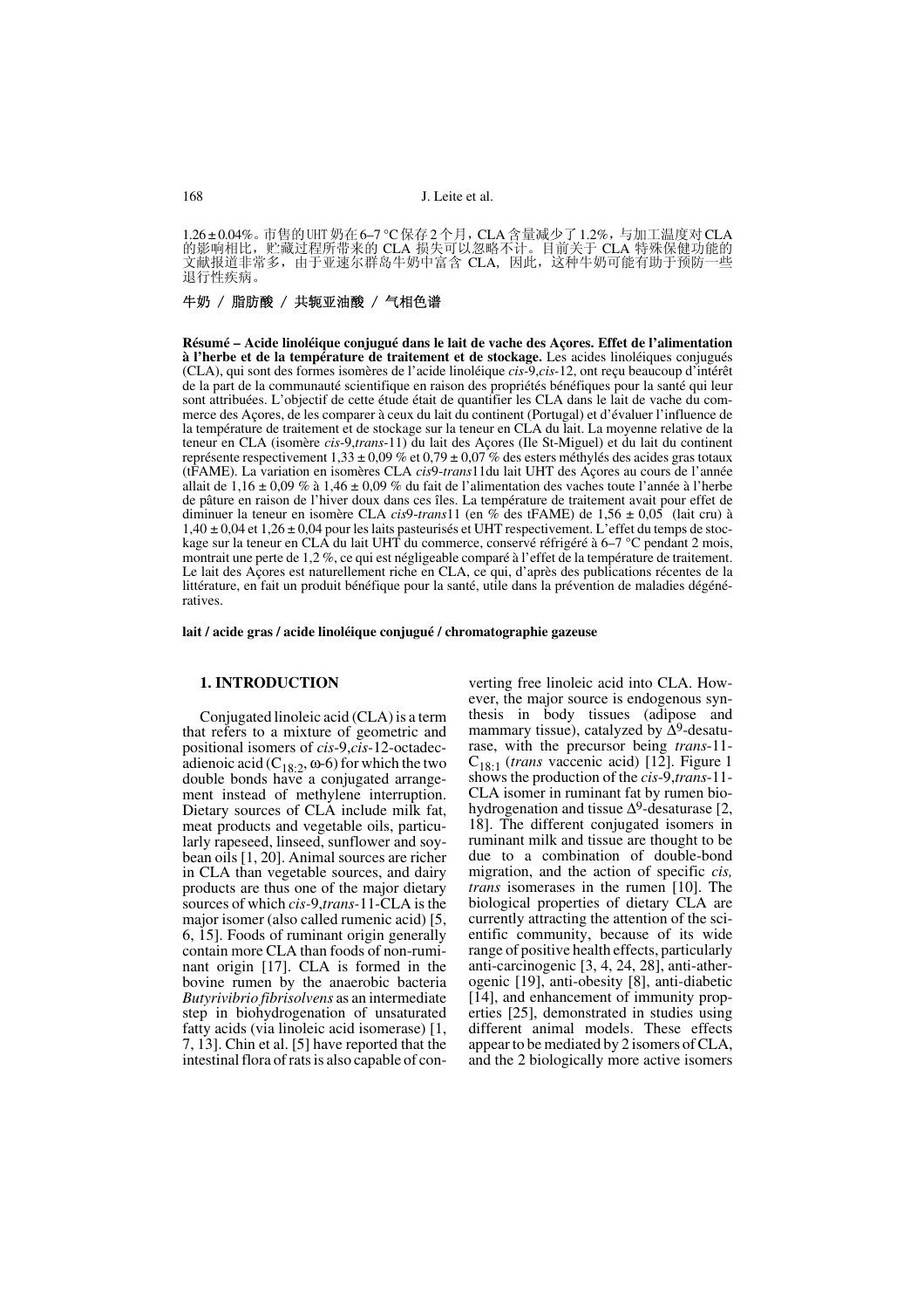1.26±0.04%。市售的UHT奶在6–7 °C保存2个月，CLA含量减少了1.2%，与加工温度对CLA的影响相比，贮藏过程所带来的 CLA 损失可以忽略不计。目前关于 CLA 特殊保健功能的文献报道非常多，由于亚速尔群岛牛奶中富含 CLA，因此，这种牛奶可能有助于预防一些退行性疾病。

**牛奶 / 脂肪酸 / 共轭亚油酸 / 气相色谱**

**Résumé – Acide linoléique conjugué dans le lait de vache des Açores. Effet de l'alimentation à l'herbe et de la température de traitement et de stockage.** Les acides linoléiques conjugués (CLA), qui sont des formes isomères de l'acide linoléique *cis*-9,*cis*-12, ont reçu beaucoup d'intérêt de la part de la communauté scientifique en raison des propriétés bénéfiques pour la santé qui leur sont attribuées. L'objectif de cette étude était de quantifier les CLA dans le lait de vache du commerce des Açores, de les comparer à ceux du lait du continent (Portugal) et d'évaluer l'influence de la température de traitement et de stockage sur la teneur en CLA du lait. La moyenne relative de la teneur en CLA (isomère *cis*-9,*trans*-11) du lait des Açores (Ile St-Miguel) et du lait du continent représente respectivement 1,33 ± 0,09 % et 0,79 ± 0,07 % des esters méthylés des acides gras totaux (tFAME). La variation en isomères CLA *cis*9-*trans*11du lait UHT des Açores au cours de l'année allait de 1,16 ± 0,09 % à 1,46 ± 0,09 % du fait de l'alimentation des vaches toute l'année à l'herbe de pâture en raison de l'hiver doux dans ces îles. La température de traitement avait pour effet de diminuer la teneur en isomère CLA *cis*9-*trans*11 (en % des tFAME) de 1,56 ± 0,05 (lait cru) à 1,40 ± 0,04 et 1,26 ± 0,04 pour les laits pasteurisés et UHT respectivement. L'effet du temps de stockage sur la teneur en CLA du lait UHT du commerce, conservé réfrigéré à 6–7 °C pendant 2 mois, montrait une perte de 1,2 %, ce qui est négligeable comparé à l'effet de la température de traitement. Le lait des Açores est naturellement riche en CLA, ce qui, d'après des publications récentes de la littérature, en fait un produit bénéfique pour la santé, utile dans la prévention de maladies dégénératives.

**lait / acide gras / acide linoléique conjugué / chromatographie gazeuse**

## 1. INTRODUCTION

Conjugated linoleic acid (CLA) is a term that refers to a mixture of geometric and positional isomers of *cis*-9,*cis*-12-octadecadienoic acid ($C_{18:2}$, ω-6) for which the two double bonds have a conjugated arrangement instead of methylene interruption. Dietary sources of CLA include milk fat, meat products and vegetable oils, particularly rapeseed, linseed, sunflower and soybean oils [1, 20]. Animal sources are richer in CLA than vegetable sources, and dairy products are thus one of the major dietary sources of which *cis*-9,*trans*-11-CLA is the major isomer (also called rumenic acid) [5, 6, 15]. Foods of ruminant origin generally contain more CLA than foods of non-ruminant origin [17]. CLA is formed in the bovine rumen by the anaerobic bacteria *Butyrivibrio fibrisolvens* as an intermediate step in biohydrogenation of unsaturated fatty acids (via linoleic acid isomerase) [1, 7, 13]. Chin et al. [5] have reported that the intestinal flora of rats is also capable of converting free linoleic acid into CLA. However, the major source is endogenous synthesis in body tissues (adipose and mammary tissue), catalyzed by $\Delta^9$-desaturase, with the precursor being *trans*-11-$C_{18:1}$ (*trans* vaccenic acid) [12]. Figure 1 shows the production of the *cis*-9,*trans*-11-CLA isomer in ruminant fat by rumen biohydrogenation and tissue $\Delta^9$-desaturase [2, 18]. The different conjugated isomers in ruminant milk and tissue are thought to be due to a combination of double-bond migration, and the action of specific *cis, trans* isomerases in the rumen [10]. The biological properties of dietary CLA are currently attracting the attention of the scientific community, because of its wide range of positive health effects, particularly anti-carcinogenic [3, 4, 24, 28], anti-atherogenic [19], anti-obesity [8], anti-diabetic [14], and enhancement of immunity properties [25], demonstrated in studies using different animal models. These effects appear to be mediated by 2 isomers of CLA, and the 2 biologically more active isomers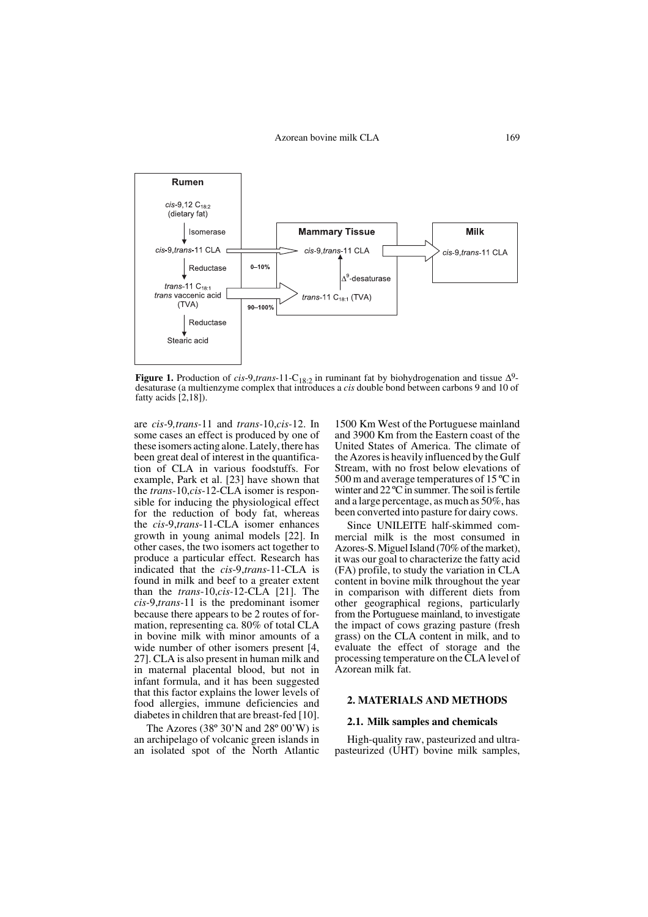**Figure 1.** Production of *cis*-9,*trans*-11-$C_{18:2}$ in ruminant fat by biohydrogenation and tissue $\Delta^9$-desaturase (a multienzyme complex that introduces a *cis* double bond between carbons 9 and 10 of fatty acids [2,18]).

are *cis*-9,*trans*-11 and *trans*-10,*cis*-12. In some cases an effect is produced by one of these isomers acting alone. Lately, there has been great deal of interest in the quantification of CLA in various foodstuffs. For example, Park et al. [23] have shown that the *trans*-10,*cis*-12-CLA isomer is responsible for inducing the physiological effect for the reduction of body fat, whereas the *cis*-9,*trans*-11-CLA isomer enhances growth in young animal models [22]. In other cases, the two isomers act together to produce a particular effect. Research has indicated that the *cis*-9,*trans*-11-CLA is found in milk and beef to a greater extent than the *trans*-10,*cis*-12-CLA [21]. The *cis*-9,*trans*-11 is the predominant isomer because there appears to be 2 routes of formation, representing ca. 80% of total CLA in bovine milk with minor amounts of a wide number of other isomers present [4, 27]. CLA is also present in human milk and in maternal placental blood, but not in infant formula, and it has been suggested that this factor explains the lower levels of food allergies, immune deficiencies and diabetes in children that are breast-fed [10].

The Azores (38º 30'N and 28º 00'W) is an archipelago of volcanic green islands in an isolated spot of the North Atlantic 1500 Km West of the Portuguese mainland and 3900 Km from the Eastern coast of the United States of America. The climate of the Azores is heavily influenced by the Gulf Stream, with no frost below elevations of 500 m and average temperatures of 15 ºC in winter and 22 ºC in summer. The soil is fertile and a large percentage, as much as 50%, has been converted into pasture for dairy cows.

Since UNILEITE half-skimmed commercial milk is the most consumed in Azores-S. Miguel Island (70% of the market), it was our goal to characterize the fatty acid (FA) profile, to study the variation in CLA content in bovine milk throughout the year in comparison with different diets from other geographical regions, particularly from the Portuguese mainland, to investigate the impact of cows grazing pasture (fresh grass) on the CLA content in milk, and to evaluate the effect of storage and the processing temperature on the CLA level of Azorean milk fat.

## 2. MATERIALS AND METHODS

### 2.1. Milk samples and chemicals

High-quality raw, pasteurized and ultra-pasteurized (UHT) bovine milk samples,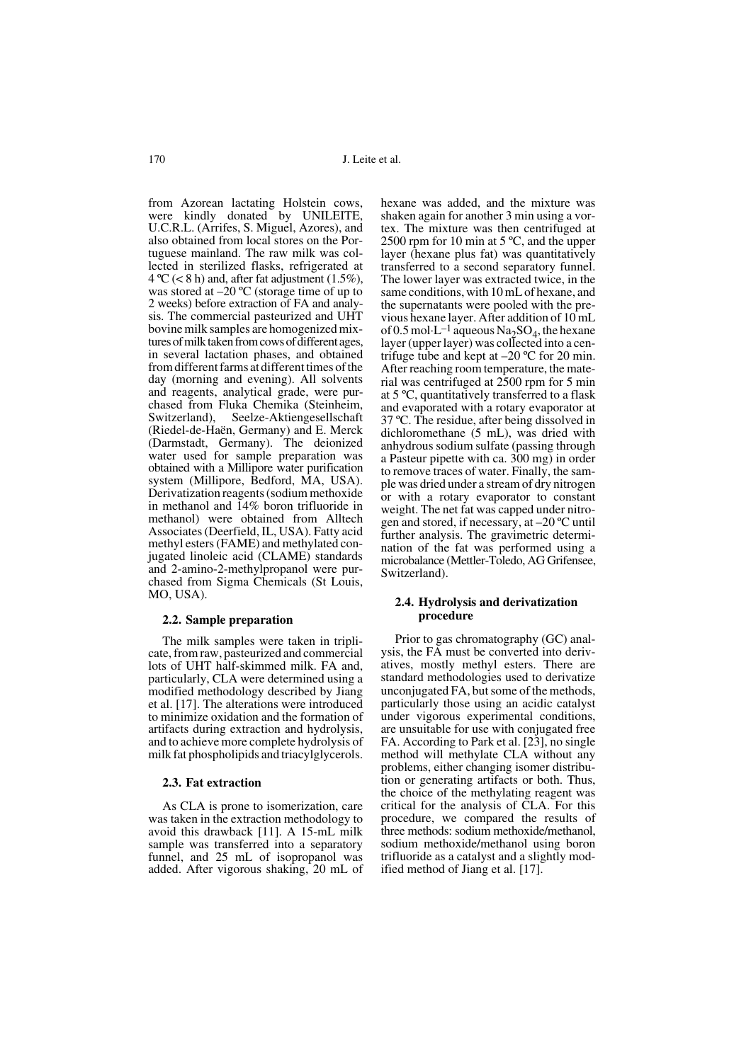from Azorean lactating Holstein cows, were kindly donated by UNILEITE, U.C.R.L. (Arrifes, S. Miguel, Azores), and also obtained from local stores on the Portuguese mainland. The raw milk was collected in sterilized flasks, refrigerated at 4 ºC (< 8 h) and, after fat adjustment (1.5%), was stored at –20 ºC (storage time of up to 2 weeks) before extraction of FA and analysis. The commercial pasteurized and UHT bovine milk samples are homogenized mixtures of milk taken from cows of different ages, in several lactation phases, and obtained from different farms at different times of the day (morning and evening). All solvents and reagents, analytical grade, were purchased from Fluka Chemika (Steinheim, Switzerland), Seelze-Aktiengesellschaft (Riedel-de-Haën, Germany) and E. Merck (Darmstadt, Germany). The deionized water used for sample preparation was obtained with a Millipore water purification system (Millipore, Bedford, MA, USA). Derivatization reagents (sodium methoxide in methanol and 14% boron trifluoride in methanol) were obtained from Alltech Associates (Deerfield, IL, USA). Fatty acid methyl esters (FAME) and methylated conjugated linoleic acid (CLAME) standards and 2-amino-2-methylpropanol were purchased from Sigma Chemicals (St Louis, MO, USA).

### 2.2. Sample preparation

The milk samples were taken in triplicate, from raw, pasteurized and commercial lots of UHT half-skimmed milk. FA and, particularly, CLA were determined using a modified methodology described by Jiang et al. [17]. The alterations were introduced to minimize oxidation and the formation of artifacts during extraction and hydrolysis, and to achieve more complete hydrolysis of milk fat phospholipids and triacylglycerols.

### 2.3. Fat extraction

As CLA is prone to isomerization, care was taken in the extraction methodology to avoid this drawback [11]. A 15-mL milk sample was transferred into a separatory funnel, and 25 mL of isopropanol was added. After vigorous shaking, 20 mL of hexane was added, and the mixture was shaken again for another 3 min using a vortex. The mixture was then centrifuged at 2500 rpm for 10 min at 5 ºC, and the upper layer (hexane plus fat) was quantitatively transferred to a second separatory funnel. The lower layer was extracted twice, in the same conditions, with 10 mL of hexane, and the supernatants were pooled with the previous hexane layer. After addition of 10 mL of 0.5 mol·L$^{-1}$ aqueous $Na_2SO_4$, the hexane layer (upper layer) was collected into a centrifuge tube and kept at –20 ºC for 20 min. After reaching room temperature, the material was centrifuged at 2500 rpm for 5 min at 5 ºC, quantitatively transferred to a flask and evaporated with a rotary evaporator at 37 ºC. The residue, after being dissolved in dichloromethane (5 mL), was dried with anhydrous sodium sulfate (passing through a Pasteur pipette with ca. 300 mg) in order to remove traces of water. Finally, the sample was dried under a stream of dry nitrogen or with a rotary evaporator to constant weight. The net fat was capped under nitrogen and stored, if necessary, at –20 ºC until further analysis. The gravimetric determination of the fat was performed using a microbalance (Mettler-Toledo, AG Grifensee, Switzerland).

### 2.4. Hydrolysis and derivatization procedure

Prior to gas chromatography (GC) analysis, the FA must be converted into derivatives, mostly methyl esters. There are standard methodologies used to derivatize unconjugated FA, but some of the methods, particularly those using an acidic catalyst under vigorous experimental conditions, are unsuitable for use with conjugated free FA. According to Park et al. [23], no single method will methylate CLA without any problems, either changing isomer distribution or generating artifacts or both. Thus, the choice of the methylating reagent was critical for the analysis of CLA. For this procedure, we compared the results of three methods: sodium methoxide/methanol, sodium methoxide/methanol using boron trifluoride as a catalyst and a slightly modified method of Jiang et al. [17].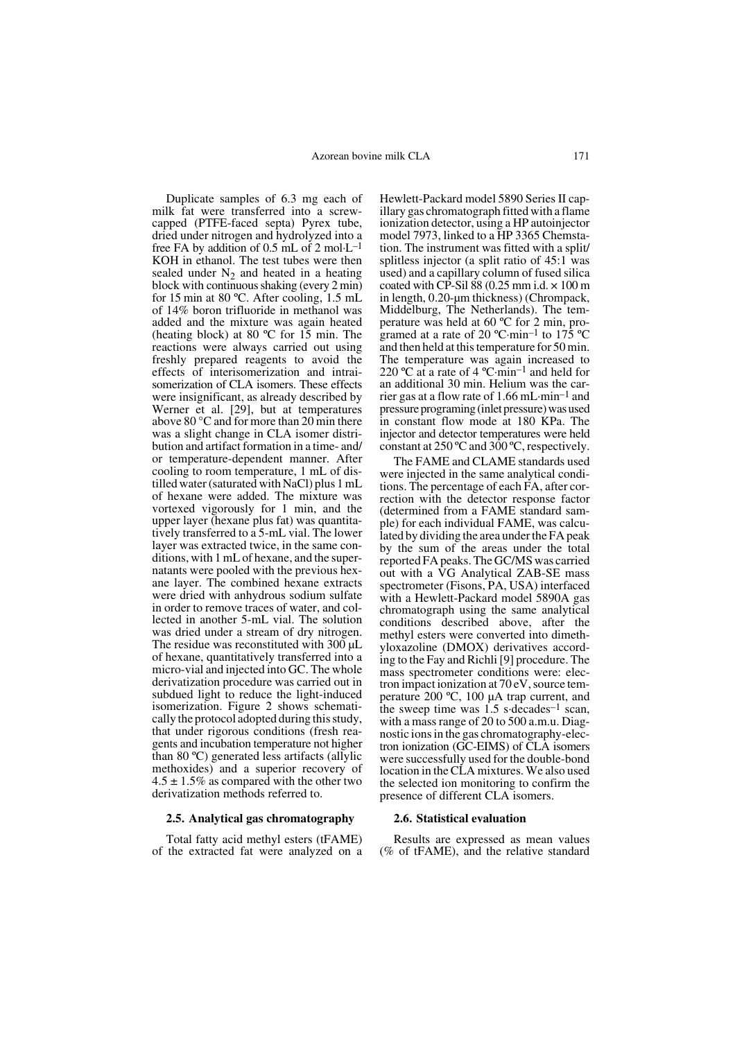Duplicate samples of 6.3 mg each of milk fat were transferred into a screw-capped (PTFE-faced septa) Pyrex tube, dried under nitrogen and hydrolyzed into a free FA by addition of 0.5 mL of 2 mol·L$^{-1}$ KOH in ethanol. The test tubes were then sealed under $N_2$ and heated in a heating block with continuous shaking (every 2 min) for 15 min at 80 ºC. After cooling, 1.5 mL of 14% boron trifluoride in methanol was added and the mixture was again heated (heating block) at 80 ºC for 15 min. The reactions were always carried out using freshly prepared reagents to avoid the effects of interisomerization and intraisomerization of CLA isomers. These effects were insignificant, as already described by Werner et al. [29], but at temperatures above 80 °C and for more than 20 min there was a slight change in CLA isomer distribution and artifact formation in a time- and/or temperature-dependent manner. After cooling to room temperature, 1 mL of distilled water (saturated with NaCl) plus 1 mL of hexane were added. The mixture was vortexed vigorously for 1 min, and the upper layer (hexane plus fat) was quantitatively transferred to a 5-mL vial. The lower layer was extracted twice, in the same conditions, with 1 mL of hexane, and the supernatants were pooled with the previous hexane layer. The combined hexane extracts were dried with anhydrous sodium sulfate in order to remove traces of water, and collected in another 5-mL vial. The solution was dried under a stream of dry nitrogen. The residue was reconstituted with 300 µL of hexane, quantitatively transferred into a micro-vial and injected into GC. The whole derivatization procedure was carried out in subdued light to reduce the light-induced isomerization. Figure 2 shows schematically the protocol adopted during this study, that under rigorous conditions (fresh reagents and incubation temperature not higher than 80 ºC) generated less artifacts (allylic methoxides) and a superior recovery of $4.5 \pm 1.5\%$ as compared with the other two derivatization methods referred to.

### 2.5. Analytical gas chromatography

Total fatty acid methyl esters (tFAME) of the extracted fat were analyzed on a Hewlett-Packard model 5890 Series II capillary gas chromatograph fitted with a flame ionization detector, using a HP autoinjector model 7973, linked to a HP 3365 Chemstation. The instrument was fitted with a split/splitless injector (a split ratio of 45:1 was used) and a capillary column of fused silica coated with CP-Sil 88 (0.25 mm i.d. × 100 m in length, 0.20-µm thickness) (Chrompack, Middelburg, The Netherlands). The temperature was held at 60 ºC for 2 min, programed at a rate of 20 ºC·min$^{-1}$ to 175 ºC and then held at this temperature for 50 min. The temperature was again increased to 220 ºC at a rate of 4 ºC·min$^{-1}$ and held for an additional 30 min. Helium was the carrier gas at a flow rate of 1.66 mL·min$^{-1}$ and pressure programing (inlet pressure) was used in constant flow mode at 180 KPa. The injector and detector temperatures were held constant at 250 ºC and 300 ºC, respectively.

The FAME and CLAME standards used were injected in the same analytical conditions. The percentage of each FA, after correction with the detector response factor (determined from a FAME standard sample) for each individual FAME, was calculated by dividing the area under the FA peak by the sum of the areas under the total reported FA peaks. The GC/MS was carried out with a VG Analytical ZAB-SE mass spectrometer (Fisons, PA, USA) interfaced with a Hewlett-Packard model 5890A gas chromatograph using the same analytical conditions described above, after the methyl esters were converted into dimethyloxazoline (DMOX) derivatives according to the Fay and Richli [9] procedure. The mass spectrometer conditions were: electron impact ionization at 70 eV, source temperature 200 ºC, 100 µA trap current, and the sweep time was 1.5 s·decades$^{-1}$ scan, with a mass range of 20 to 500 a.m.u. Diagnostic ions in the gas chromatography-electron ionization (GC-EIMS) of CLA isomers were successfully used for the double-bond location in the CLA mixtures. We also used the selected ion monitoring to confirm the presence of different CLA isomers.

### 2.6. Statistical evaluation

Results are expressed as mean values (% of tFAME), and the relative standard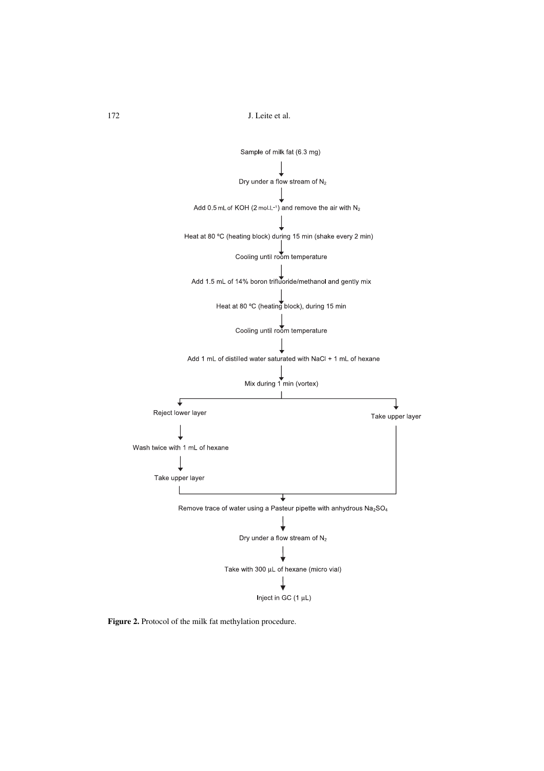Sample of milk fat (6.3 mg)

↓

Dry under a flow stream of $N_2$

↓

Add 0.5 mL of KOH (2 mol.L$^{-1}$) and remove the air with $N_2$

↓

Heat at 80 ºC (heating block) during 15 min (shake every 2 min)

↓

Cooling until room temperature

↓

Add 1.5 mL of 14% boron trifluoride/methanol and gently mix

↓

Heat at 80 ºC (heating block), during 15 min

↓

Cooling until room temperature

↓

Add 1 mL of distilled water saturated with NaCl + 1 mL of hexane

↓

Mix during 1 min (vortex)

↓

- Reject lower layer → Wash twice with 1 mL of hexane → Take upper layer
- Take upper layer

↓

Remove trace of water using a Pasteur pipette with anhydrous $Na_2SO_4$

↓

Dry under a flow stream of $N_2$

↓

Take with 300 µL of hexane (micro vial)

↓

Inject in GC (1 µL)

**Figure 2.** Protocol of the milk fat methylation procedure.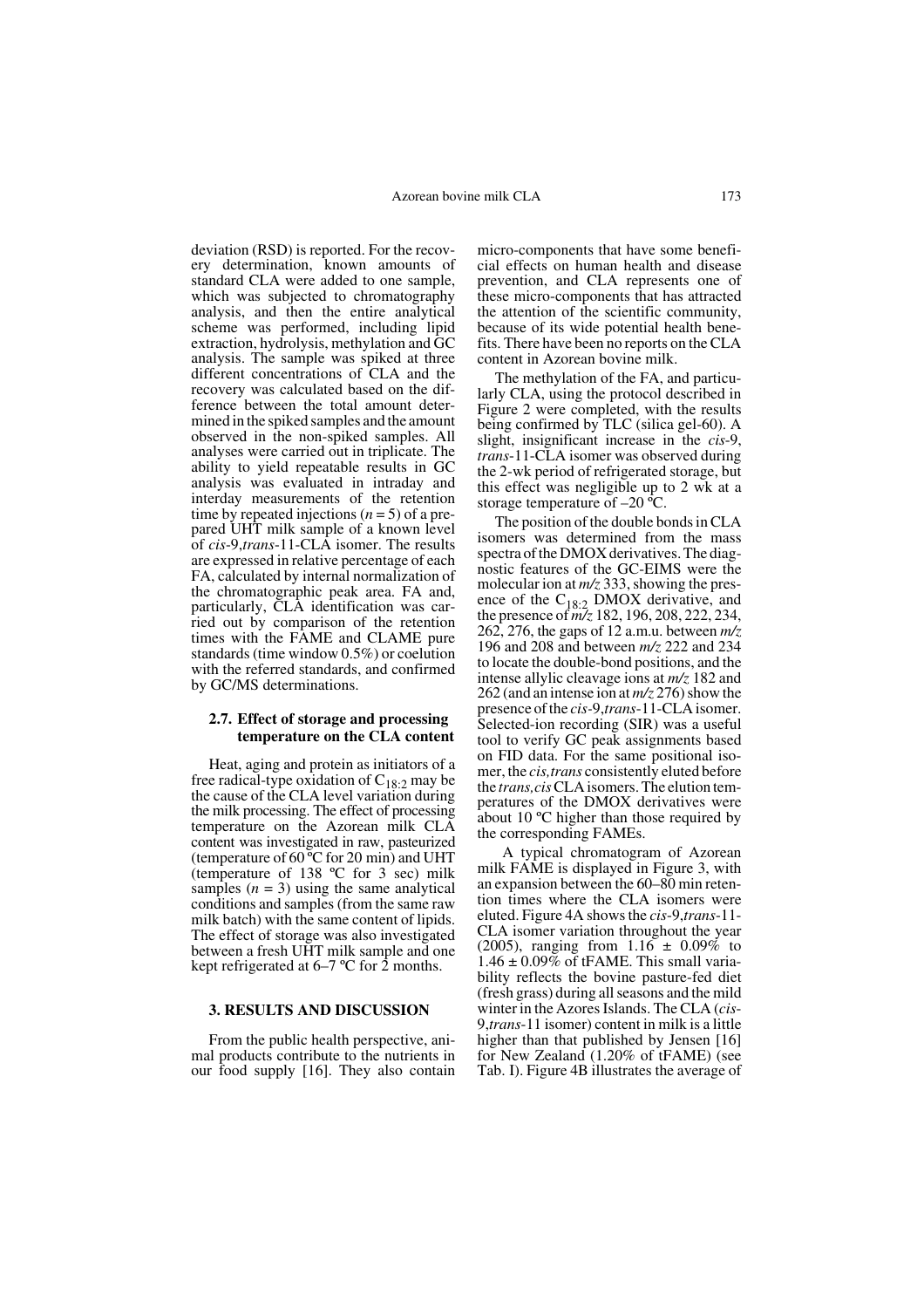deviation (RSD) is reported. For the recovery determination, known amounts of standard CLA were added to one sample, which was subjected to chromatography analysis, and then the entire analytical scheme was performed, including lipid extraction, hydrolysis, methylation and GC analysis. The sample was spiked at three different concentrations of CLA and the recovery was calculated based on the difference between the total amount determined in the spiked samples and the amount observed in the non-spiked samples. All analyses were carried out in triplicate. The ability to yield repeatable results in GC analysis was evaluated in intraday and interday measurements of the retention time by repeated injections ($n = 5$) of a prepared UHT milk sample of a known level of *cis*-9,*trans*-11-CLA isomer. The results are expressed in relative percentage of each FA, calculated by internal normalization of the chromatographic peak area. FA and, particularly, CLA identification was carried out by comparison of the retention times with the FAME and CLAME pure standards (time window 0.5%) or coelution with the referred standards, and confirmed by GC/MS determinations.

### 2.7. Effect of storage and processing temperature on the CLA content

Heat, aging and protein as initiators of a free radical-type oxidation of $C_{18:2}$ may be the cause of the CLA level variation during the milk processing. The effect of processing temperature on the Azorean milk CLA content was investigated in raw, pasteurized (temperature of 60 ºC for 20 min) and UHT (temperature of 138 ºC for 3 sec) milk samples ($n = 3$) using the same analytical conditions and samples (from the same raw milk batch) with the same content of lipids. The effect of storage was also investigated between a fresh UHT milk sample and one kept refrigerated at 6–7 ºC for 2 months.

## 3. RESULTS AND DISCUSSION

From the public health perspective, animal products contribute to the nutrients in our food supply [16]. They also contain micro-components that have some beneficial effects on human health and disease prevention, and CLA represents one of these micro-components that has attracted the attention of the scientific community, because of its wide potential health benefits. There have been no reports on the CLA content in Azorean bovine milk.

The methylation of the FA, and particularly CLA, using the protocol described in Figure 2 were completed, with the results being confirmed by TLC (silica gel-60). A slight, insignificant increase in the *cis*-9, *trans*-11-CLA isomer was observed during the 2-wk period of refrigerated storage, but this effect was negligible up to 2 wk at a storage temperature of –20 ºC.

The position of the double bonds in CLA isomers was determined from the mass spectra of the DMOX derivatives. The diagnostic features of the GC-EIMS were the molecular ion at *m/z* 333, showing the presence of the $C_{18:2}$ DMOX derivative, and the presence of *m/z* 182, 196, 208, 222, 234, 262, 276, the gaps of 12 a.m.u. between *m/z* 196 and 208 and between *m/z* 222 and 234 to locate the double-bond positions, and the intense allylic cleavage ions at *m/z* 182 and 262 (and an intense ion at *m/z* 276) show the presence of the *cis*-9,*trans*-11-CLA isomer. Selected-ion recording (SIR) was a useful tool to verify GC peak assignments based on FID data. For the same positional isomer, the *cis,trans* consistently eluted before the *trans,cis* CLA isomers. The elution temperatures of the DMOX derivatives were about 10 ºC higher than those required by the corresponding FAMEs.

A typical chromatogram of Azorean milk FAME is displayed in Figure 3, with an expansion between the 60–80 min retention times where the CLA isomers were eluted. Figure 4A shows the *cis*-9,*trans*-11-CLA isomer variation throughout the year (2005), ranging from 1.16 ± 0.09% to 1.46 ± 0.09% of tFAME. This small variability reflects the bovine pasture-fed diet (fresh grass) during all seasons and the mild winter in the Azores Islands. The CLA (*cis*-9,*trans*-11 isomer) content in milk is a little higher than that published by Jensen [16] for New Zealand (1.20% of tFAME) (see Tab. I). Figure 4B illustrates the average of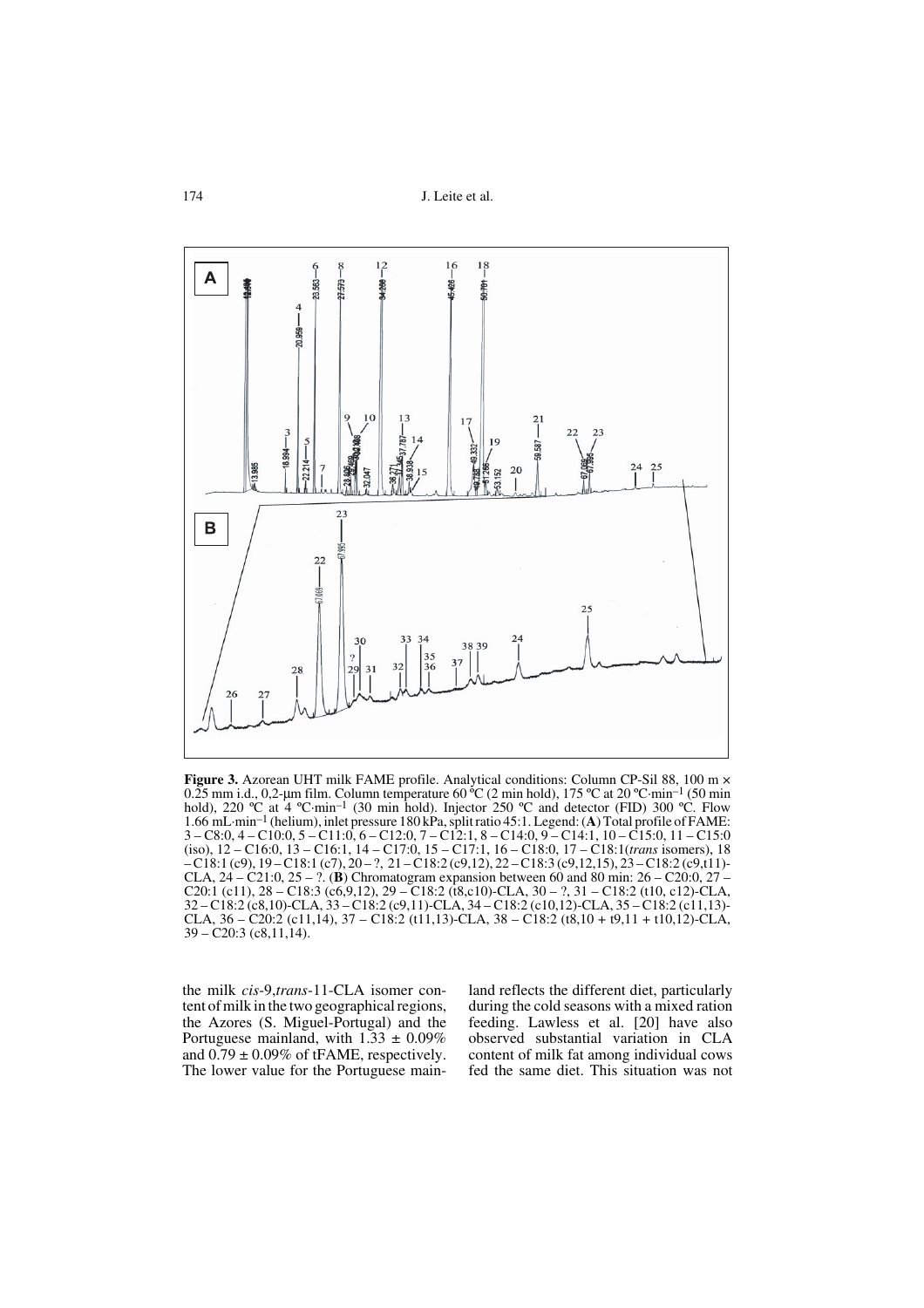**Figure 3.** Azorean UHT milk FAME profile. Analytical conditions: Column CP-Sil 88, 100 m × 0.25 mm i.d., 0,2-μm film. Column temperature 60 °C (2 min hold), 175 °C at 20 °C·min$^{-1}$ (50 min hold), 220 °C at 4 °C·min$^{-1}$ (30 min hold). Injector 250 °C and detector (FID) 300 °C. Flow 1.66 mL·min$^{-1}$ (helium), inlet pressure 180 kPa, split ratio 45:1. Legend: (**A**) Total profile of FAME: 3 – C8:0, 4 – C10:0, 5 – C11:0, 6 – C12:0, 7 – C12:1, 8 – C14:0, 9 – C14:1, 10 – C15:0, 11 – C15:0 (iso), 12 – C16:0, 13 – C16:1, 14 – C17:0, 15 – C17:1, 16 – C18:0, 17 – C18:1(*trans* isomers), 18 – C18:1 (c9), 19 – C18:1 (c7), 20 – ?, 21 – C18:2 (c9,12), 22 – C18:3 (c9,12,15), 23 – C18:2 (c9,t11)-CLA, 24 – C21:0, 25 – ?. (**B**) Chromatogram expansion between 60 and 80 min: 26 – C20:0, 27 – C20:1 (c11), 28 – C18:3 (c6,9,12), 29 – C18:2 (t8,c10)-CLA, 30 – ?, 31 – C18:2 (t10, c12)-CLA, 32 – C18:2 (c8,10)-CLA, 33 – C18:2 (c9,11)-CLA, 34 – C18:2 (c10,12)-CLA, 35 – C18:2 (c11,13)-CLA, 36 – C20:2 (c11,14), 37 – C18:2 (t11,13)-CLA, 38 – C18:2 (t8,10 + t9,11 + t10,12)-CLA, 39 – C20:3 (c8,11,14).

the milk *cis*-9,*trans*-11-CLA isomer content of milk in the two geographical regions, the Azores (S. Miguel-Portugal) and the Portuguese mainland, with 1.33 ± 0.09% and 0.79 ± 0.09% of tFAME, respectively. The lower value for the Portuguese mainland reflects the different diet, particularly during the cold seasons with a mixed ration feeding. Lawless et al. [20] have also observed substantial variation in CLA content of milk fat among individual cows fed the same diet. This situation was not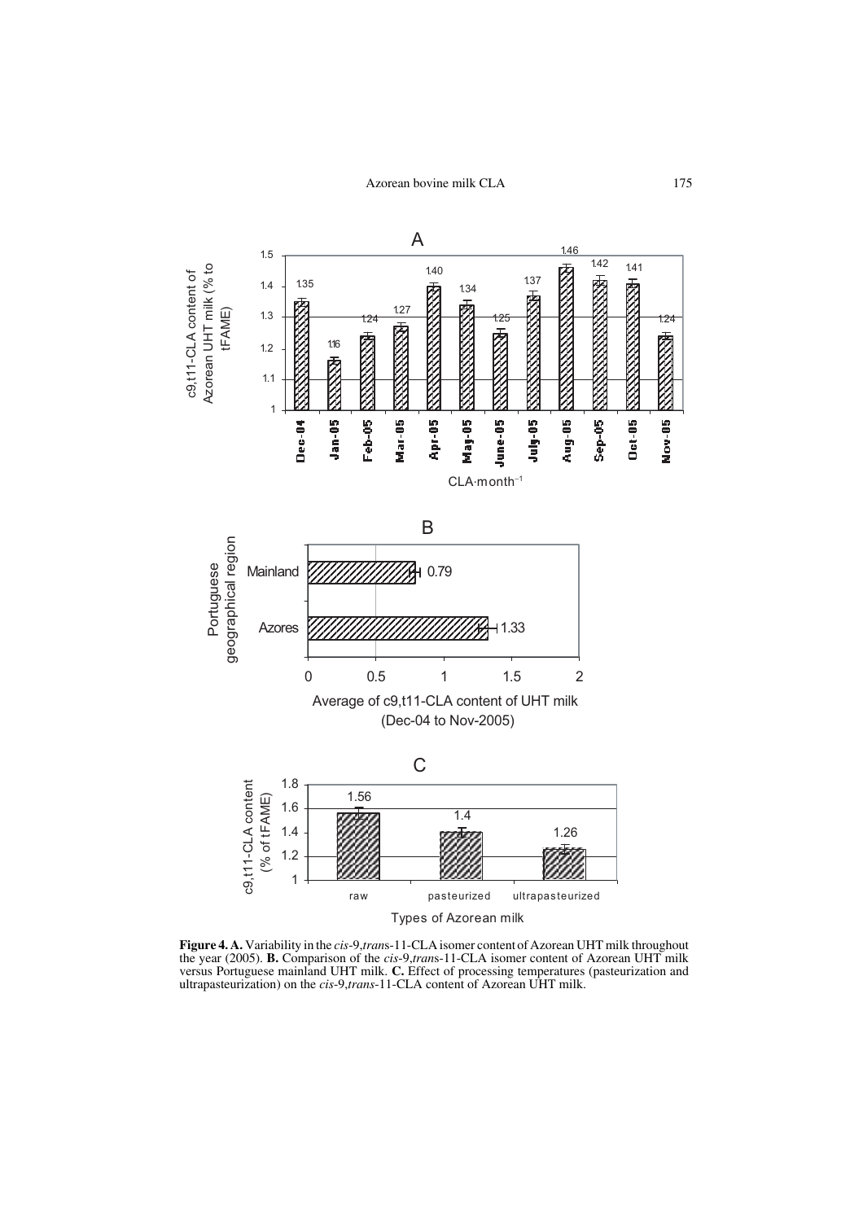**Figure 4. A.** Variability in the *cis*-9,*trans*-11-CLA isomer content of Azorean UHT milk throughout the year (2005). **B.** Comparison of the *cis*-9,*trans*-11-CLA isomer content of Azorean UHT milk versus Portuguese mainland UHT milk. **C.** Effect of processing temperatures (pasteurization and ultrapasteurization) on the *cis*-9,*trans*-11-CLA content of Azorean UHT milk.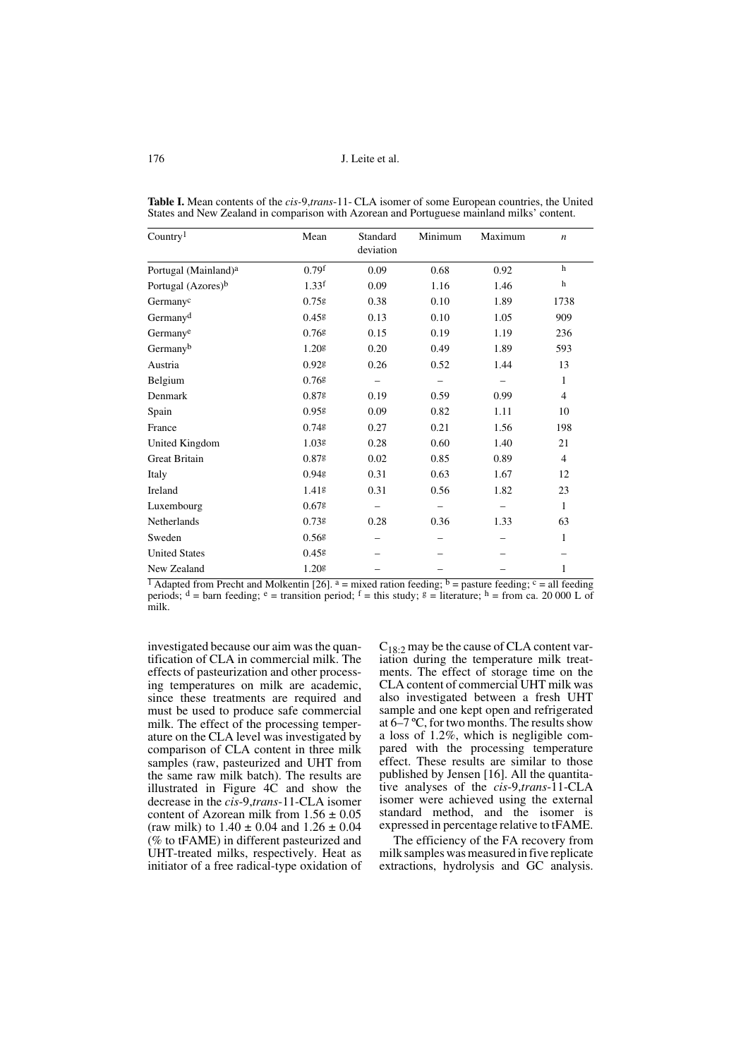**Table I.** Mean contents of the *cis*-9,*trans*-11- CLA isomer of some European countries, the United States and New Zealand in comparison with Azorean and Portuguese mainland milks' content.

| Country[1] | Mean | Standard deviation | Minimum | Maximum | $n$ |
|---|---|---|---|---|---|
| Portugal (Mainland)[a] | 0.79[f] | 0.09 | 0.68 | 0.92 | [h] |
| Portugal (Azores)[b] | 1.33[f] | 0.09 | 1.16 | 1.46 | [h] |
| Germany[c] | 0.75[g] | 0.38 | 0.10 | 1.89 | 1738 |
| Germany[d] | 0.45[g] | 0.13 | 0.10 | 1.05 | 909 |
| Germany[e] | 0.76[g] | 0.15 | 0.19 | 1.19 | 236 |
| Germany[b] | 1.20[g] | 0.20 | 0.49 | 1.89 | 593 |
| Austria | 0.92[g] | 0.26 | 0.52 | 1.44 | 13 |
| Belgium | 0.76[g] | – | – | – | 1 |
| Denmark | 0.87[g] | 0.19 | 0.59 | 0.99 | 4 |
| Spain | 0.95[g] | 0.09 | 0.82 | 1.11 | 10 |
| France | 0.74[g] | 0.27 | 0.21 | 1.56 | 198 |
| United Kingdom | 1.03[g] | 0.28 | 0.60 | 1.40 | 21 |
| Great Britain | 0.87[g] | 0.02 | 0.85 | 0.89 | 4 |
| Italy | 0.94[g] | 0.31 | 0.63 | 1.67 | 12 |
| Ireland | 1.41[g] | 0.31 | 0.56 | 1.82 | 23 |
| Luxembourg | 0.67[g] | – | – | – | 1 |
| Netherlands | 0.73[g] | 0.28 | 0.36 | 1.33 | 63 |
| Sweden | 0.56[g] | – | – | – | 1 |
| United States | 0.45[g] | – | – | – | – |
| New Zealand | 1.20[g] | – | – | – | 1 |

[1] Adapted from Precht and Molkentin [26]. [a] = mixed ration feeding; [b] = pasture feeding; [c] = all feeding periods; [d] = barn feeding; [e] = transition period; [f] = this study; [g] = literature; [h] = from ca. 20 000 L of milk.

investigated because our aim was the quantification of CLA in commercial milk. The effects of pasteurization and other processing temperatures on milk are academic, since these treatments are required and must be used to produce safe commercial milk. The effect of the processing temperature on the CLA level was investigated by comparison of CLA content in three milk samples (raw, pasteurized and UHT from the same raw milk batch). The results are illustrated in Figure 4C and show the decrease in the *cis*-9,*trans*-11-CLA isomer content of Azorean milk from $1.56 \pm 0.05$ (raw milk) to $1.40 \pm 0.04$ and $1.26 \pm 0.04$ (% to tFAME) in different pasteurized and UHT-treated milks, respectively. Heat as initiator of a free radical-type oxidation of $C_{18:2}$ may be the cause of CLA content variation during the temperature milk treatments. The effect of storage time on the CLA content of commercial UHT milk was also investigated between a fresh UHT sample and one kept open and refrigerated at 6–7 ºC, for two months. The results show a loss of 1.2%, which is negligible compared with the processing temperature effect. These results are similar to those published by Jensen [16]. All the quantitative analyses of the *cis*-9,*trans*-11-CLA isomer were achieved using the external standard method, and the isomer is expressed in percentage relative to tFAME.

The efficiency of the FA recovery from milk samples was measured in five replicate extractions, hydrolysis and GC analysis.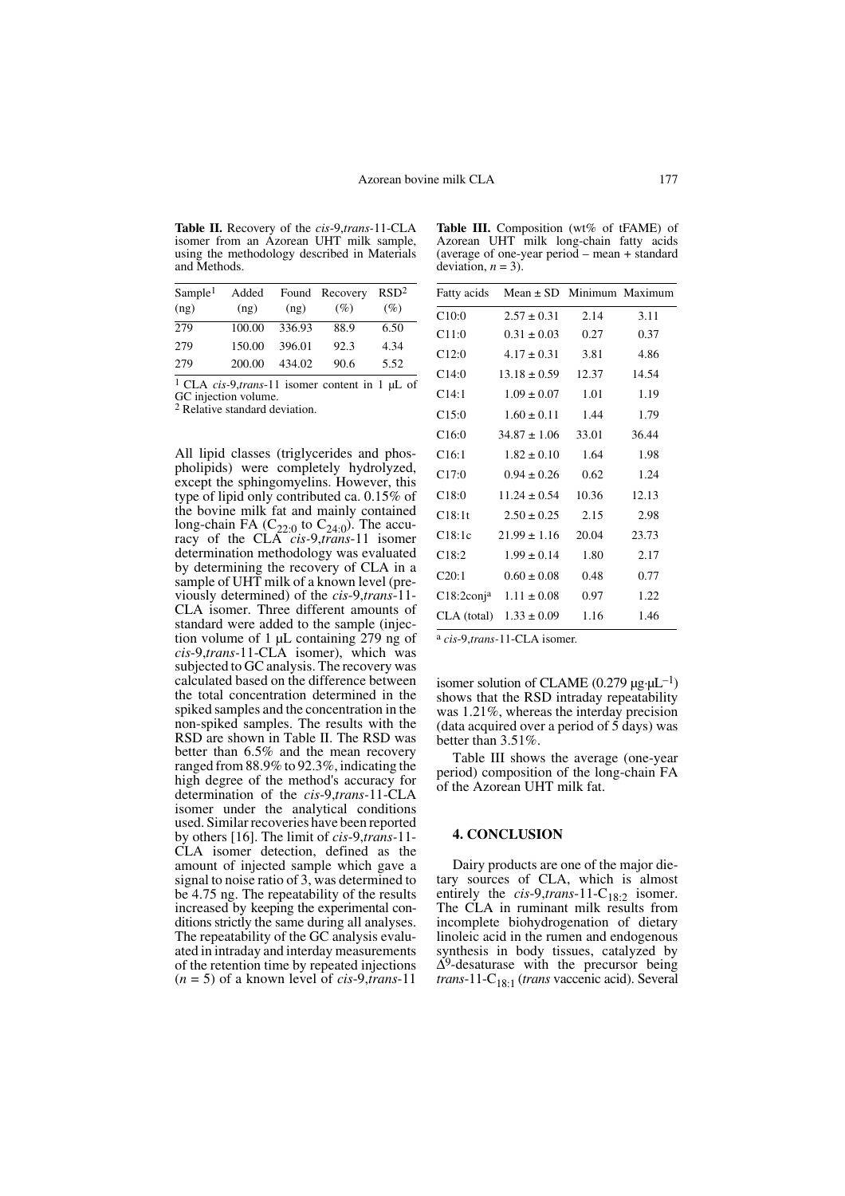**Table II.** Recovery of the *cis*-9,*trans*-11-CLA isomer from an Azorean UHT milk sample, using the methodology described in Materials and Methods.

| Sample[1] (ng) | Added (ng) | Found (ng) | Recovery (%) | RSD[2] (%) |
|---|---|---|---|---|
| 279 | 100.00 | 336.93 | 88.9 | 6.50 |
| 279 | 150.00 | 396.01 | 92.3 | 4.34 |
| 279 | 200.00 | 434.02 | 90.6 | 5.52 |

[1] CLA *cis*-9,*trans*-11 isomer content in 1 μL of GC injection volume.
[2] Relative standard deviation.

All lipid classes (triglycerides and phospholipids) were completely hydrolyzed, except the sphingomyelins. However, this type of lipid only contributed ca. 0.15% of the bovine milk fat and mainly contained long-chain FA ($C_{22:0}$ to $C_{24:0}$). The accuracy of the CLA *cis*-9,*trans*-11 isomer determination methodology was evaluated by determining the recovery of CLA in a sample of UHT milk of a known level (previously determined) of the *cis*-9,*trans*-11-CLA isomer. Three different amounts of standard were added to the sample (injection volume of 1 μL containing 279 ng of *cis*-9,*trans*-11-CLA isomer), which was subjected to GC analysis. The recovery was calculated based on the difference between the total concentration determined in the spiked samples and the concentration in the non-spiked samples. The results with the RSD are shown in Table II. The RSD was better than 6.5% and the mean recovery ranged from 88.9% to 92.3%, indicating the high degree of the method's accuracy for determination of the *cis*-9,*trans*-11-CLA isomer under the analytical conditions used. Similar recoveries have been reported by others [16]. The limit of *cis*-9,*trans*-11-CLA isomer detection, defined as the amount of injected sample which gave a signal to noise ratio of 3, was determined to be 4.75 ng. The repeatability of the results increased by keeping the experimental conditions strictly the same during all analyses. The repeatability of the GC analysis evaluated in intraday and interday measurements of the retention time by repeated injections ($n = 5$) of a known level of *cis*-9,*trans*-11 isomer solution of CLAME (0.279 $\mu g \cdot \mu L^{-1}$) shows that the RSD intraday repeatability was 1.21%, whereas the interday precision (data acquired over a period of 5 days) was better than 3.51%.

Table III shows the average (one-year period) composition of the long-chain FA of the Azorean UHT milk fat.

**Table III.** Composition (wt% of tFAME) of Azorean UHT milk long-chain fatty acids (average of one-year period – mean + standard deviation, $n = 3$).

| Fatty acids | Mean ± SD | Minimum | Maximum |
|---|---|---|---|
| C10:0 | 2.57 ± 0.31 | 2.14 | 3.11 |
| C11:0 | 0.31 ± 0.03 | 0.27 | 0.37 |
| C12:0 | 4.17 ± 0.31 | 3.81 | 4.86 |
| C14:0 | 13.18 ± 0.59 | 12.37 | 14.54 |
| C14:1 | 1.09 ± 0.07 | 1.01 | 1.19 |
| C15:0 | 1.60 ± 0.11 | 1.44 | 1.79 |
| C16:0 | 34.87 ± 1.06 | 33.01 | 36.44 |
| C16:1 | 1.82 ± 0.10 | 1.64 | 1.98 |
| C17:0 | 0.94 ± 0.26 | 0.62 | 1.24 |
| C18:0 | 11.24 ± 0.54 | 10.36 | 12.13 |
| C18:1t | 2.50 ± 0.25 | 2.15 | 2.98 |
| C18:1c | 21.99 ± 1.16 | 20.04 | 23.73 |
| C18:2 | 1.99 ± 0.14 | 1.80 | 2.17 |
| C20:1 | 0.60 ± 0.08 | 0.48 | 0.77 |
| C18:2conj[a] | 1.11 ± 0.08 | 0.97 | 1.22 |
| CLA (total) | 1.33 ± 0.09 | 1.16 | 1.46 |

[a] *cis*-9,*trans*-11-CLA isomer.

## 4. CONCLUSION

Dairy products are one of the major dietary sources of CLA, which is almost entirely the *cis*-9,*trans*-11-$C_{18:2}$ isomer. The CLA in ruminant milk results from incomplete biohydrogenation of dietary linoleic acid in the rumen and endogenous synthesis in body tissues, catalyzed by $\Delta^9$-desaturase with the precursor being *trans*-11-$C_{18:1}$ (*trans* vaccenic acid). Several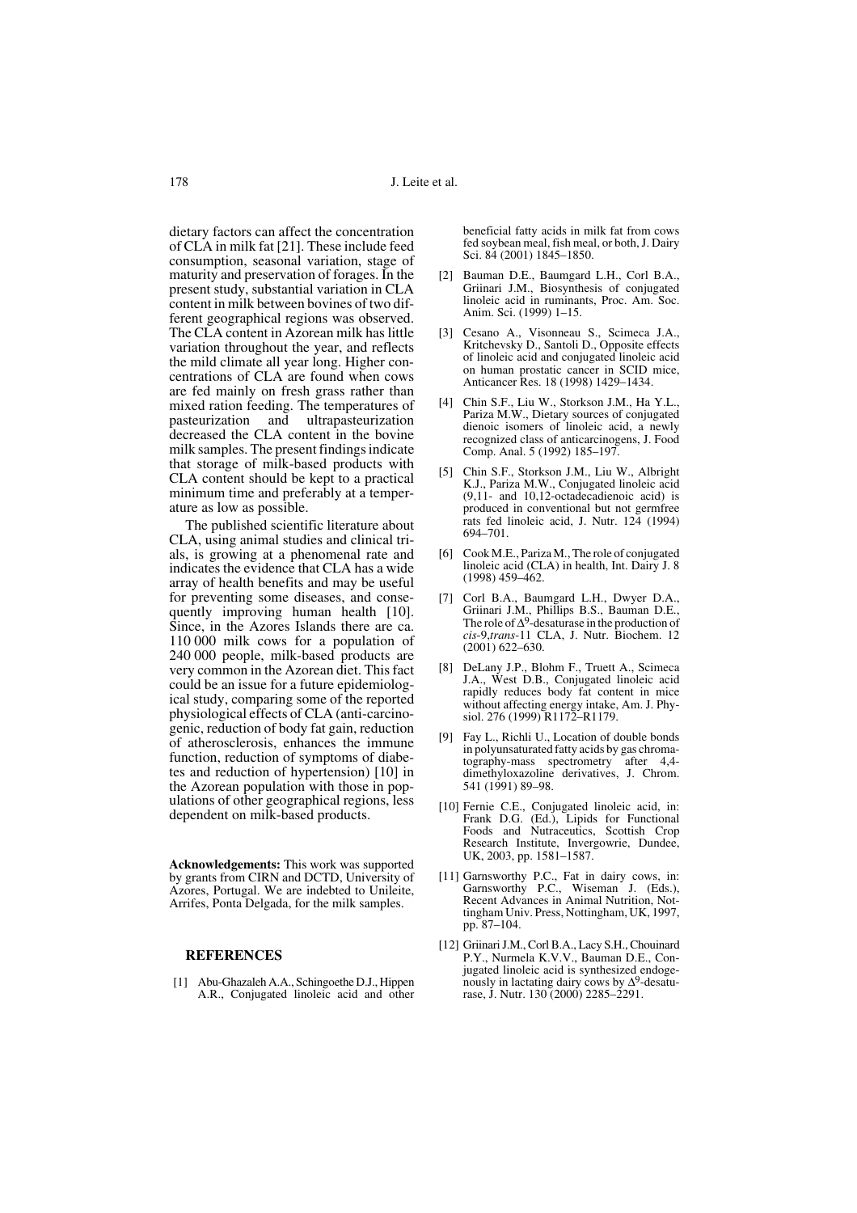dietary factors can affect the concentration of CLA in milk fat [21]. These include feed consumption, seasonal variation, stage of maturity and preservation of forages. In the present study, substantial variation in CLA content in milk between bovines of two different geographical regions was observed. The CLA content in Azorean milk has little variation throughout the year, and reflects the mild climate all year long. Higher concentrations of CLA are found when cows are fed mainly on fresh grass rather than mixed ration feeding. The temperatures of pasteurization and ultrapasteurization decreased the CLA content in the bovine milk samples. The present findings indicate that storage of milk-based products with CLA content should be kept to a practical minimum time and preferably at a temperature as low as possible.

The published scientific literature about CLA, using animal studies and clinical trials, is growing at a phenomenal rate and indicates the evidence that CLA has a wide array of health benefits and may be useful for preventing some diseases, and consequently improving human health [10]. Since, in the Azores Islands there are ca. 110 000 milk cows for a population of 240 000 people, milk-based products are very common in the Azorean diet. This fact could be an issue for a future epidemiological study, comparing some of the reported physiological effects of CLA (anti-carcinogenic, reduction of body fat gain, reduction of atherosclerosis, enhances the immune function, reduction of symptoms of diabetes and reduction of hypertension) [10] in the Azorean population with those in populations of other geographical regions, less dependent on milk-based products.

**Acknowledgements:** This work was supported by grants from CIRN and DCTD, University of Azores, Portugal. We are indebted to Unileite, Arrifes, Ponta Delgada, for the milk samples.

## REFERENCES

[1] Abu-Ghazaleh A.A., Schingoethe D.J., Hippen A.R., Conjugated linoleic acid and other beneficial fatty acids in milk fat from cows fed soybean meal, fish meal, or both, J. Dairy Sci. 84 (2001) 1845–1850.

[2] Bauman D.E., Baumgard L.H., Corl B.A., Griinari J.M., Biosynthesis of conjugated linoleic acid in ruminants, Proc. Am. Soc. Anim. Sci. (1999) 1–15.

[3] Cesano A., Visonneau S., Scimeca J.A., Kritchevsky D., Santoli D., Opposite effects of linoleic acid and conjugated linoleic acid on human prostatic cancer in SCID mice, Anticancer Res. 18 (1998) 1429–1434.

[4] Chin S.F., Liu W., Storkson J.M., Ha Y.L., Pariza M.W., Dietary sources of conjugated dienoic isomers of linoleic acid, a newly recognized class of anticarcinogens, J. Food Comp. Anal. 5 (1992) 185–197.

[5] Chin S.F., Storkson J.M., Liu W., Albright K.J., Pariza M.W., Conjugated linoleic acid (9,11- and 10,12-octadecadienoic acid) is produced in conventional but not germfree rats fed linoleic acid, J. Nutr. 124 (1994) 694–701.

[6] Cook M.E., Pariza M., The role of conjugated linoleic acid (CLA) in health, Int. Dairy J. 8 (1998) 459–462.

[7] Corl B.A., Baumgard L.H., Dwyer D.A., Griinari J.M., Phillips B.S., Bauman D.E., The role of $\Delta^9$-desaturase in the production of *cis*-9,*trans*-11 CLA, J. Nutr. Biochem. 12 (2001) 622–630.

[8] DeLany J.P., Blohm F., Truett A., Scimeca J.A., West D.B., Conjugated linoleic acid rapidly reduces body fat content in mice without affecting energy intake, Am. J. Physiol. 276 (1999) R1172–R1179.

[9] Fay L., Richli U., Location of double bonds in polyunsaturated fatty acids by gas chromatography-mass spectrometry after 4,4-dimethyloxazoline derivatives, J. Chrom. 541 (1991) 89–98.

[10] Fernie C.E., Conjugated linoleic acid, in: Frank D.G. (Ed.), Lipids for Functional Foods and Nutraceutics, Scottish Crop Research Institute, Invergowrie, Dundee, UK, 2003, pp. 1581–1587.

[11] Garnsworthy P.C., Fat in dairy cows, in: Garnsworthy P.C., Wiseman J. (Eds.), Recent Advances in Animal Nutrition, Nottingham Univ. Press, Nottingham, UK, 1997, pp. 87–104.

[12] Griinari J.M., Corl B.A., Lacy S.H., Chouinard P.Y., Nurmela K.V.V., Bauman D.E., Conjugated linoleic acid is synthesized endogenously in lactating dairy cows by $\Delta^9$-desaturase, J. Nutr. 130 (2000) 2285–2291.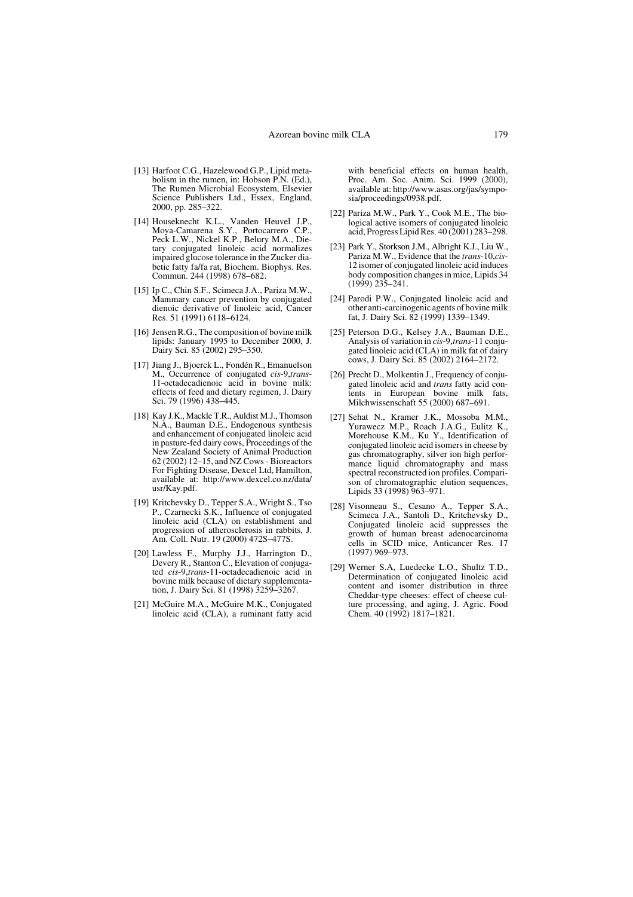[13] Harfoot C.G., Hazelewood G.P., Lipid metabolism in the rumen, in: Hobson P.N. (Ed.), The Rumen Microbial Ecosystem, Elsevier Science Publishers Ltd., Essex, England, 2000, pp. 285–322.

[14] Houseknecht K.L., Vanden Heuvel J.P., Moya-Camarena S.Y., Portocarrero C.P., Peck L.W., Nickel K.P., Belury M.A., Dietary conjugated linoleic acid normalizes impaired glucose tolerance in the Zucker diabetic fatty fa/fa rat, Biochem. Biophys. Res. Commun. 244 (1998) 678–682.

[15] Ip C., Chin S.F., Scimeca J.A., Pariza M.W., Mammary cancer prevention by conjugated dienoic derivative of linoleic acid, Cancer Res. 51 (1991) 6118–6124.

[16] Jensen R.G., The composition of bovine milk lipids: January 1995 to December 2000, J. Dairy Sci. 85 (2002) 295–350.

[17] Jiang J., Bjoerck L., Fondén R., Emanuelson M., Occurrence of conjugated *cis*-9,*trans*-11-octadecadienoic acid in bovine milk: effects of feed and dietary regimen, J. Dairy Sci. 79 (1996) 438–445.

[18] Kay J.K., Mackle T.R., Auldist M.J., Thomson N.A., Bauman D.E., Endogenous synthesis and enhancement of conjugated linoleic acid in pasture-fed dairy cows, Proceedings of the New Zealand Society of Animal Production 62 (2002) 12–15, and NZ Cows - Bioreactors For Fighting Disease, Dexcel Ltd, Hamilton, available at: http://www.dexcel.co.nz/data/usr/Kay.pdf.

[19] Kritchevsky D., Tepper S.A., Wright S., Tso P., Czarnecki S.K., Influence of conjugated linoleic acid (CLA) on establishment and progression of atherosclerosis in rabbits, J. Am. Coll. Nutr. 19 (2000) 472S–477S.

[20] Lawless F., Murphy J.J., Harrington D., Devery R., Stanton C., Elevation of conjugated *cis*-9,*trans*-11-octadecadienoic acid in bovine milk because of dietary supplementation, J. Dairy Sci. 81 (1998) 3259–3267.

[21] McGuire M.A., McGuire M.K., Conjugated linoleic acid (CLA), a ruminant fatty acid with beneficial effects on human health, Proc. Am. Soc. Anim. Sci. 1999 (2000), available at: http://www.asas.org/jas/symposia/proceedings/0938.pdf.

[22] Pariza M.W., Park Y., Cook M.E., The biological active isomers of conjugated linoleic acid, Progress Lipid Res. 40 (2001) 283–298.

[23] Park Y., Storkson J.M., Albright K.J., Liu W., Pariza M.W., Evidence that the *trans*-10,*cis*-12 isomer of conjugated linoleic acid induces body composition changes in mice, Lipids 34 (1999) 235–241.

[24] Parodi P.W., Conjugated linoleic acid and other anti-carcinogenic agents of bovine milk fat, J. Dairy Sci. 82 (1999) 1339–1349.

[25] Peterson D.G., Kelsey J.A., Bauman D.E., Analysis of variation in *cis*-9,*trans*-11 conjugated linoleic acid (CLA) in milk fat of dairy cows, J. Dairy Sci. 85 (2002) 2164–2172.

[26] Precht D., Molkentin J., Frequency of conjugated linoleic acid and *trans* fatty acid contents in European bovine milk fats, Milchwissenschaft 55 (2000) 687–691.

[27] Sehat N., Kramer J.K., Mossoba M.M., Yurawecz M.P., Roach J.A.G., Eulitz K., Morehouse K.M., Ku Y., Identification of conjugated linoleic acid isomers in cheese by gas chromatography, silver ion high performance liquid chromatography and mass spectral reconstructed ion profiles. Comparison of chromatographic elution sequences, Lipids 33 (1998) 963–971.

[28] Visonneau S., Cesano A., Tepper S.A., Scimeca J.A., Santoli D., Kritchevsky D., Conjugated linoleic acid suppresses the growth of human breast adenocarcinoma cells in SCID mice, Anticancer Res. 17 (1997) 969–973.

[29] Werner S.A, Luedecke L.O., Shultz T.D., Determination of conjugated linoleic acid content and isomer distribution in three Cheddar-type cheeses: effect of cheese culture processing, and aging, J. Agric. Food Chem. 40 (1992) 1817–1821.